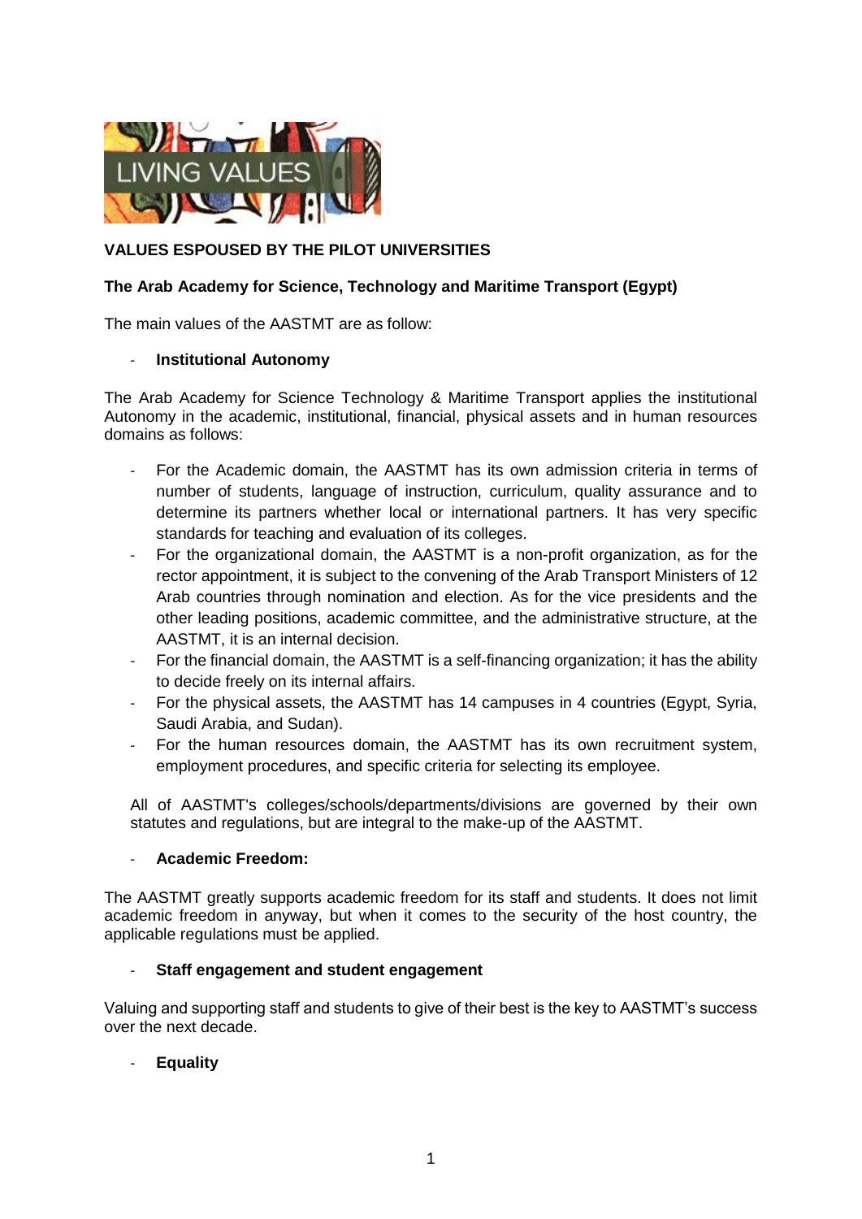LIVING VALUES

**VALUES ESPOUSED BY THE PILOT UNIVERSITIES**

**The Arab Academy for Science, Technology and Maritime Transport (Egypt)**

The main values of the AASTMT are as follow:

- **Institutional Autonomy**

The Arab Academy for Science Technology & Maritime Transport applies the institutional Autonomy in the academic, institutional, financial, physical assets and in human resources domains as follows:

- For the Academic domain, the AASTMT has its own admission criteria in terms of number of students, language of instruction, curriculum, quality assurance and to determine its partners whether local or international partners. It has very specific standards for teaching and evaluation of its colleges.
- For the organizational domain, the AASTMT is a non-profit organization, as for the rector appointment, it is subject to the convening of the Arab Transport Ministers of 12 Arab countries through nomination and election. As for the vice presidents and the other leading positions, academic committee, and the administrative structure, at the AASTMT, it is an internal decision.
- For the financial domain, the AASTMT is a self-financing organization; it has the ability to decide freely on its internal affairs.
- For the physical assets, the AASTMT has 14 campuses in 4 countries (Egypt, Syria, Saudi Arabia, and Sudan).
- For the human resources domain, the AASTMT has its own recruitment system, employment procedures, and specific criteria for selecting its employee.

All of AASTMT's colleges/schools/departments/divisions are governed by their own statutes and regulations, but are integral to the make-up of the AASTMT.

- **Academic Freedom:**

The AASTMT greatly supports academic freedom for its staff and students. It does not limit academic freedom in anyway, but when it comes to the security of the host country, the applicable regulations must be applied.

- **Staff engagement and student engagement**

Valuing and supporting staff and students to give of their best is the key to AASTMT's success over the next decade.

- **Equality**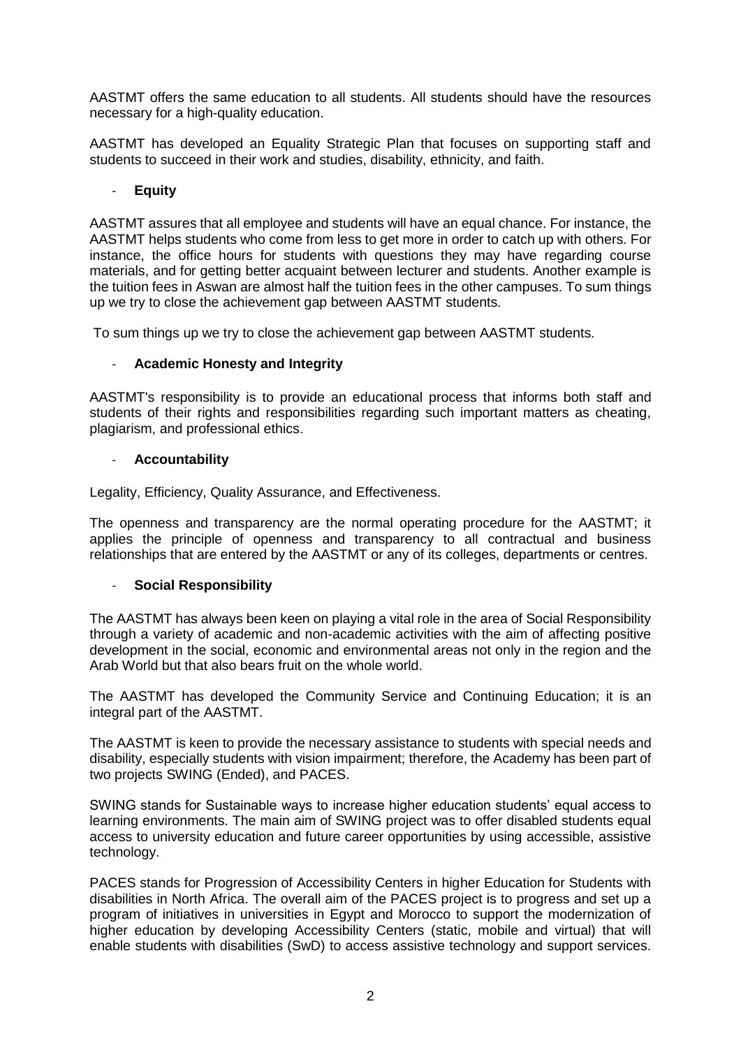AASTMT offers the same education to all students. All students should have the resources necessary for a high-quality education.

AASTMT has developed an Equality Strategic Plan that focuses on supporting staff and students to succeed in their work and studies, disability, ethnicity, and faith.

- **Equity**

AASTMT assures that all employee and students will have an equal chance. For instance, the AASTMT helps students who come from less to get more in order to catch up with others. For instance, the office hours for students with questions they may have regarding course materials, and for getting better acquaint between lecturer and students. Another example is the tuition fees in Aswan are almost half the tuition fees in the other campuses. To sum things up we try to close the achievement gap between AASTMT students.

To sum things up we try to close the achievement gap between AASTMT students.

- **Academic Honesty and Integrity**

AASTMT's responsibility is to provide an educational process that informs both staff and students of their rights and responsibilities regarding such important matters as cheating, plagiarism, and professional ethics.

- **Accountability**

Legality, Efficiency, Quality Assurance, and Effectiveness.

The openness and transparency are the normal operating procedure for the AASTMT; it applies the principle of openness and transparency to all contractual and business relationships that are entered by the AASTMT or any of its colleges, departments or centres.

- **Social Responsibility**

The AASTMT has always been keen on playing a vital role in the area of Social Responsibility through a variety of academic and non-academic activities with the aim of affecting positive development in the social, economic and environmental areas not only in the region and the Arab World but that also bears fruit on the whole world.

The AASTMT has developed the Community Service and Continuing Education; it is an integral part of the AASTMT.

The AASTMT is keen to provide the necessary assistance to students with special needs and disability, especially students with vision impairment; therefore, the Academy has been part of two projects SWING (Ended), and PACES.

SWING stands for Sustainable ways to increase higher education students' equal access to learning environments. The main aim of SWING project was to offer disabled students equal access to university education and future career opportunities by using accessible, assistive technology.

PACES stands for Progression of Accessibility Centers in higher Education for Students with disabilities in North Africa. The overall aim of the PACES project is to progress and set up a program of initiatives in universities in Egypt and Morocco to support the modernization of higher education by developing Accessibility Centers (static, mobile and virtual) that will enable students with disabilities (SwD) to access assistive technology and support services.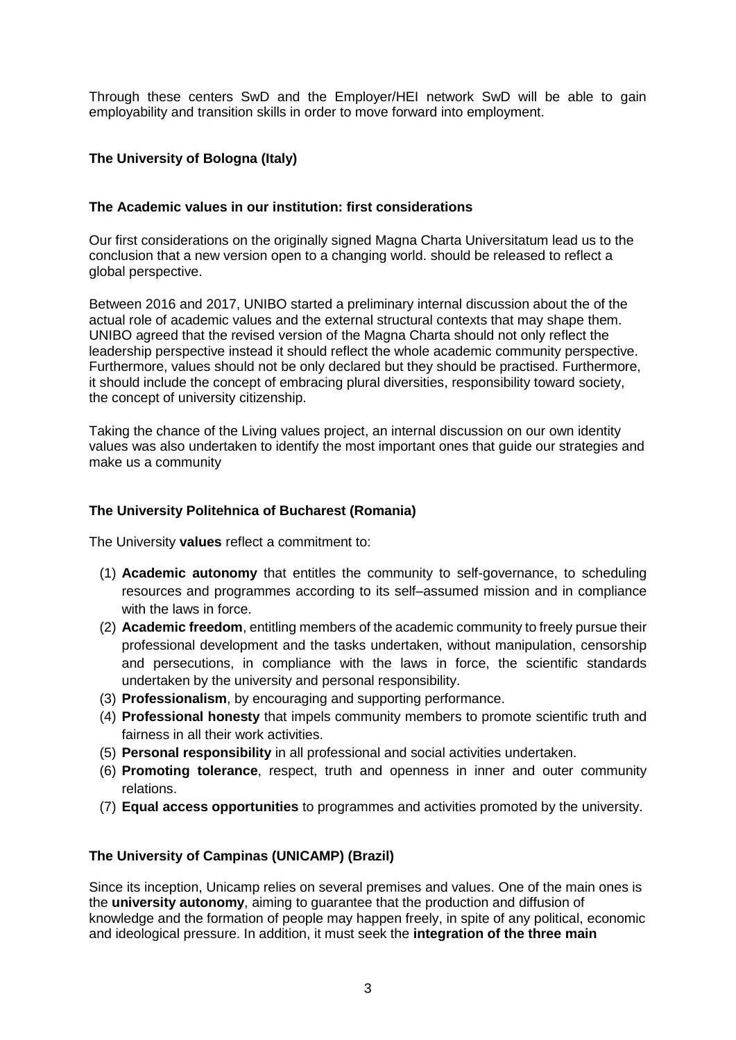Through these centers SwD and the Employer/HEI network SwD will be able to gain employability and transition skills in order to move forward into employment.

**The University of Bologna (Italy)**

**The Academic values in our institution: first considerations**

Our first considerations on the originally signed Magna Charta Universitatum lead us to the conclusion that a new version open to a changing world. should be released to reflect a global perspective.

Between 2016 and 2017, UNIBO started a preliminary internal discussion about the of the actual role of academic values and the external structural contexts that may shape them. UNIBO agreed that the revised version of the Magna Charta should not only reflect the leadership perspective instead it should reflect the whole academic community perspective. Furthermore, values should not be only declared but they should be practised. Furthermore, it should include the concept of embracing plural diversities, responsibility toward society, the concept of university citizenship.

Taking the chance of the Living values project, an internal discussion on our own identity values was also undertaken to identify the most important ones that guide our strategies and make us a community

**The University Politehnica of Bucharest (Romania)**

The University **values** reflect a commitment to:

(1) **Academic autonomy** that entitles the community to self-governance, to scheduling resources and programmes according to its self–assumed mission and in compliance with the laws in force.
(2) **Academic freedom**, entitling members of the academic community to freely pursue their professional development and the tasks undertaken, without manipulation, censorship and persecutions, in compliance with the laws in force, the scientific standards undertaken by the university and personal responsibility.
(3) **Professionalism**, by encouraging and supporting performance.
(4) **Professional honesty** that impels community members to promote scientific truth and fairness in all their work activities.
(5) **Personal responsibility** in all professional and social activities undertaken.
(6) **Promoting tolerance**, respect, truth and openness in inner and outer community relations.
(7) **Equal access opportunities** to programmes and activities promoted by the university.

**The University of Campinas (UNICAMP) (Brazil)**

Since its inception, Unicamp relies on several premises and values. One of the main ones is the **university autonomy**, aiming to guarantee that the production and diffusion of knowledge and the formation of people may happen freely, in spite of any political, economic and ideological pressure. In addition, it must seek the **integration of the three main**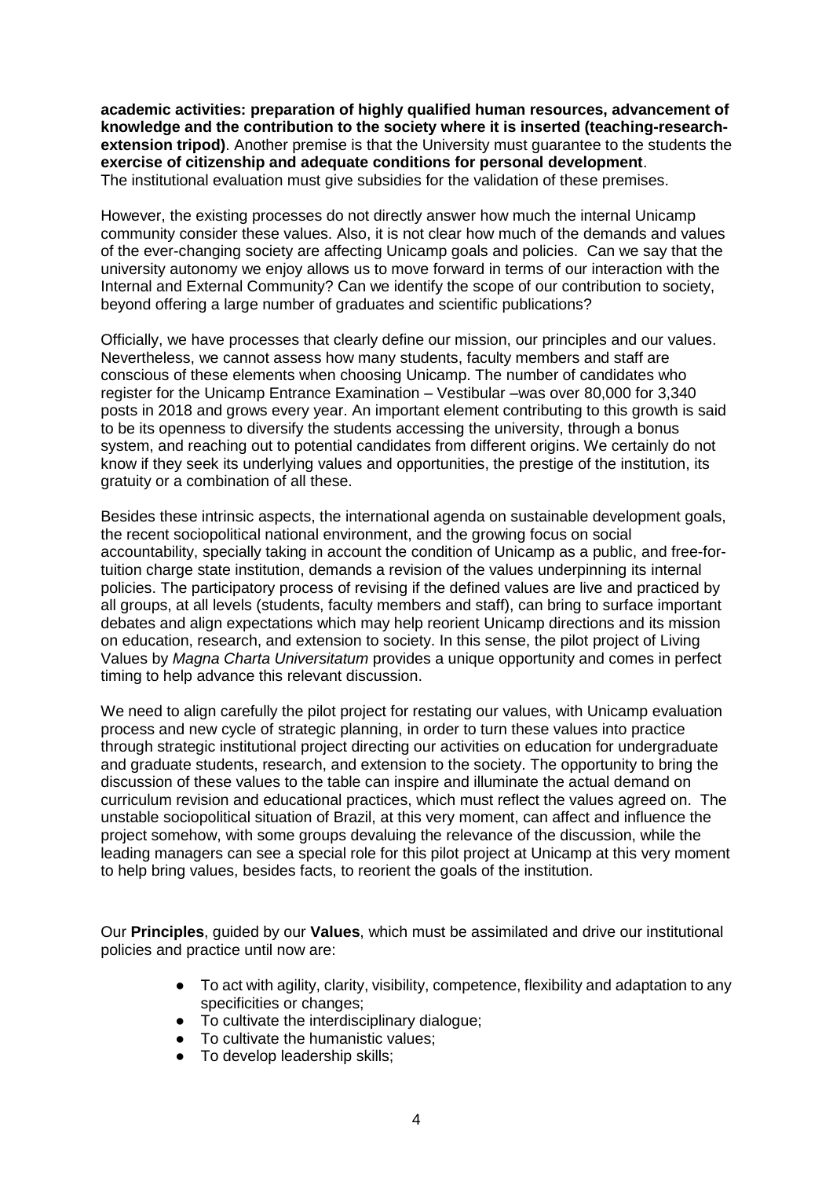**academic activities: preparation of highly qualified human resources, advancement of knowledge and the contribution to the society where it is inserted (teaching-research-extension tripod)**. Another premise is that the University must guarantee to the students the **exercise of citizenship and adequate conditions for personal development**. The institutional evaluation must give subsidies for the validation of these premises.

However, the existing processes do not directly answer how much the internal Unicamp community consider these values. Also, it is not clear how much of the demands and values of the ever-changing society are affecting Unicamp goals and policies. Can we say that the university autonomy we enjoy allows us to move forward in terms of our interaction with the Internal and External Community? Can we identify the scope of our contribution to society, beyond offering a large number of graduates and scientific publications?

Officially, we have processes that clearly define our mission, our principles and our values. Nevertheless, we cannot assess how many students, faculty members and staff are conscious of these elements when choosing Unicamp. The number of candidates who register for the Unicamp Entrance Examination – Vestibular –was over 80,000 for 3,340 posts in 2018 and grows every year. An important element contributing to this growth is said to be its openness to diversify the students accessing the university, through a bonus system, and reaching out to potential candidates from different origins. We certainly do not know if they seek its underlying values and opportunities, the prestige of the institution, its gratuity or a combination of all these.

Besides these intrinsic aspects, the international agenda on sustainable development goals, the recent sociopolitical national environment, and the growing focus on social accountability, specially taking in account the condition of Unicamp as a public, and free-for-tuition charge state institution, demands a revision of the values underpinning its internal policies. The participatory process of revising if the defined values are live and practiced by all groups, at all levels (students, faculty members and staff), can bring to surface important debates and align expectations which may help reorient Unicamp directions and its mission on education, research, and extension to society. In this sense, the pilot project of Living Values by *Magna Charta Universitatum* provides a unique opportunity and comes in perfect timing to help advance this relevant discussion.

We need to align carefully the pilot project for restating our values, with Unicamp evaluation process and new cycle of strategic planning, in order to turn these values into practice through strategic institutional project directing our activities on education for undergraduate and graduate students, research, and extension to the society. The opportunity to bring the discussion of these values to the table can inspire and illuminate the actual demand on curriculum revision and educational practices, which must reflect the values agreed on. The unstable sociopolitical situation of Brazil, at this very moment, can affect and influence the project somehow, with some groups devaluing the relevance of the discussion, while the leading managers can see a special role for this pilot project at Unicamp at this very moment to help bring values, besides facts, to reorient the goals of the institution.

Our **Principles**, guided by our **Values**, which must be assimilated and drive our institutional policies and practice until now are:

- To act with agility, clarity, visibility, competence, flexibility and adaptation to any specificities or changes;
- To cultivate the interdisciplinary dialogue;
- To cultivate the humanistic values;
- To develop leadership skills;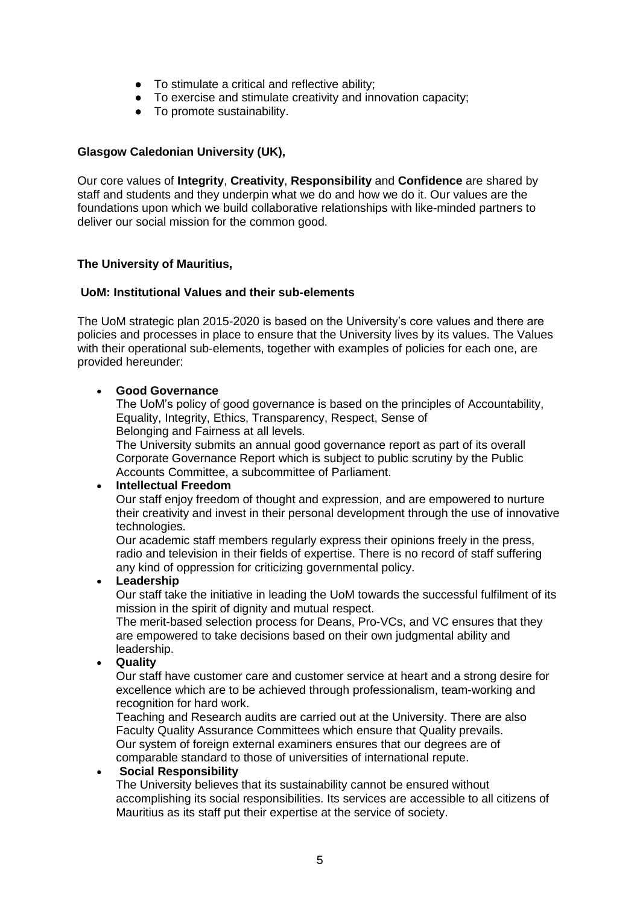- To stimulate a critical and reflective ability;
- To exercise and stimulate creativity and innovation capacity;
- To promote sustainability.

**Glasgow Caledonian University (UK),**

Our core values of **Integrity**, **Creativity**, **Responsibility** and **Confidence** are shared by staff and students and they underpin what we do and how we do it. Our values are the foundations upon which we build collaborative relationships with like-minded partners to deliver our social mission for the common good.

**The University of Mauritius,**

**UoM: Institutional Values and their sub-elements**

The UoM strategic plan 2015-2020 is based on the University's core values and there are policies and processes in place to ensure that the University lives by its values. The Values with their operational sub-elements, together with examples of policies for each one, are provided hereunder:

- **Good Governance**
  The UoM's policy of good governance is based on the principles of Accountability, Equality, Integrity, Ethics, Transparency, Respect, Sense of Belonging and Fairness at all levels.
  The University submits an annual good governance report as part of its overall Corporate Governance Report which is subject to public scrutiny by the Public Accounts Committee, a subcommittee of Parliament.
- **Intellectual Freedom**
  Our staff enjoy freedom of thought and expression, and are empowered to nurture their creativity and invest in their personal development through the use of innovative technologies.
  Our academic staff members regularly express their opinions freely in the press, radio and television in their fields of expertise. There is no record of staff suffering any kind of oppression for criticizing governmental policy.
- **Leadership**
  Our staff take the initiative in leading the UoM towards the successful fulfilment of its mission in the spirit of dignity and mutual respect.
  The merit-based selection process for Deans, Pro-VCs, and VC ensures that they are empowered to take decisions based on their own judgmental ability and leadership.
- **Quality**
  Our staff have customer care and customer service at heart and a strong desire for excellence which are to be achieved through professionalism, team-working and recognition for hard work.
  Teaching and Research audits are carried out at the University. There are also Faculty Quality Assurance Committees which ensure that Quality prevails.
  Our system of foreign external examiners ensures that our degrees are of comparable standard to those of universities of international repute.
- **Social Responsibility**
  The University believes that its sustainability cannot be ensured without accomplishing its social responsibilities. Its services are accessible to all citizens of Mauritius as its staff put their expertise at the service of society.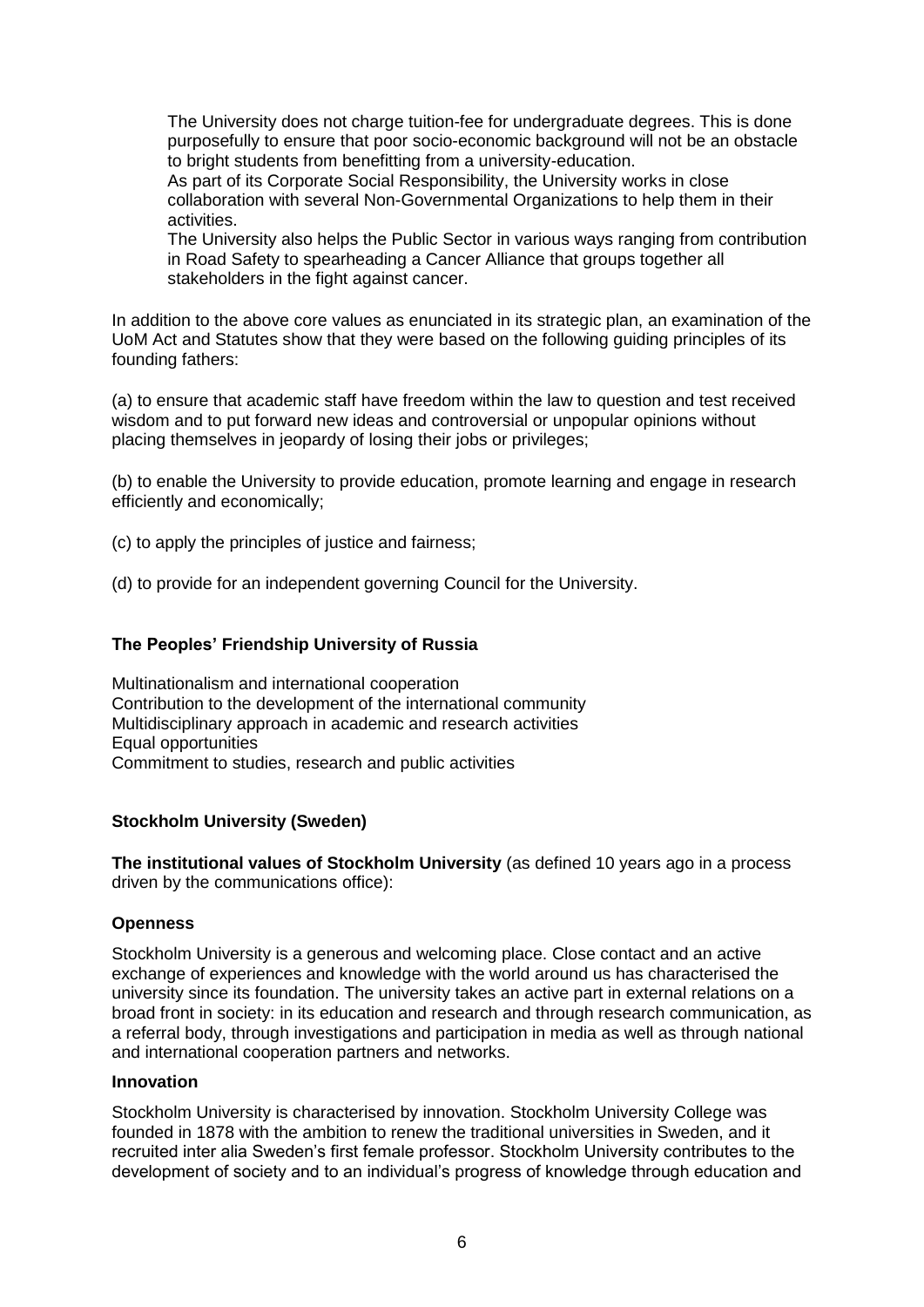The University does not charge tuition-fee for undergraduate degrees. This is done purposefully to ensure that poor socio-economic background will not be an obstacle to bright students from benefitting from a university-education.
As part of its Corporate Social Responsibility, the University works in close collaboration with several Non-Governmental Organizations to help them in their activities.
The University also helps the Public Sector in various ways ranging from contribution in Road Safety to spearheading a Cancer Alliance that groups together all stakeholders in the fight against cancer.

In addition to the above core values as enunciated in its strategic plan, an examination of the UoM Act and Statutes show that they were based on the following guiding principles of its founding fathers:

(a) to ensure that academic staff have freedom within the law to question and test received wisdom and to put forward new ideas and controversial or unpopular opinions without placing themselves in jeopardy of losing their jobs or privileges;

(b) to enable the University to provide education, promote learning and engage in research efficiently and economically;

(c) to apply the principles of justice and fairness;

(d) to provide for an independent governing Council for the University.

**The Peoples' Friendship University of Russia**

Multinationalism and international cooperation
Contribution to the development of the international community
Multidisciplinary approach in academic and research activities
Equal opportunities
Commitment to studies, research and public activities

**Stockholm University (Sweden)**

**The institutional values of Stockholm University** (as defined 10 years ago in a process driven by the communications office):

**Openness**

Stockholm University is a generous and welcoming place. Close contact and an active exchange of experiences and knowledge with the world around us has characterised the university since its foundation. The university takes an active part in external relations on a broad front in society: in its education and research and through research communication, as a referral body, through investigations and participation in media as well as through national and international cooperation partners and networks.

**Innovation**

Stockholm University is characterised by innovation. Stockholm University College was founded in 1878 with the ambition to renew the traditional universities in Sweden, and it recruited inter alia Sweden's first female professor. Stockholm University contributes to the development of society and to an individual's progress of knowledge through education and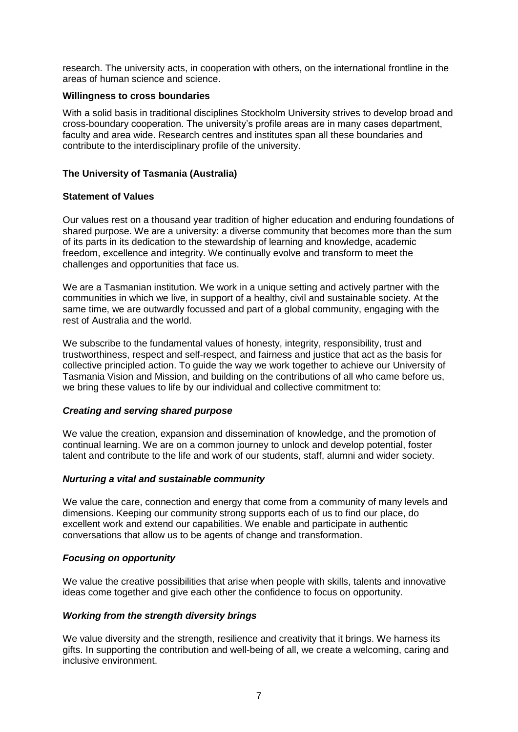research. The university acts, in cooperation with others, on the international frontline in the areas of human science and science.

**Willingness to cross boundaries**

With a solid basis in traditional disciplines Stockholm University strives to develop broad and cross-boundary cooperation. The university's profile areas are in many cases department, faculty and area wide. Research centres and institutes span all these boundaries and contribute to the interdisciplinary profile of the university.

**The University of Tasmania (Australia)**

**Statement of Values**

Our values rest on a thousand year tradition of higher education and enduring foundations of shared purpose. We are a university: a diverse community that becomes more than the sum of its parts in its dedication to the stewardship of learning and knowledge, academic freedom, excellence and integrity. We continually evolve and transform to meet the challenges and opportunities that face us.

We are a Tasmanian institution. We work in a unique setting and actively partner with the communities in which we live, in support of a healthy, civil and sustainable society. At the same time, we are outwardly focussed and part of a global community, engaging with the rest of Australia and the world.

We subscribe to the fundamental values of honesty, integrity, responsibility, trust and trustworthiness, respect and self-respect, and fairness and justice that act as the basis for collective principled action. To guide the way we work together to achieve our University of Tasmania Vision and Mission, and building on the contributions of all who came before us, we bring these values to life by our individual and collective commitment to:

***Creating and serving shared purpose***

We value the creation, expansion and dissemination of knowledge, and the promotion of continual learning. We are on a common journey to unlock and develop potential, foster talent and contribute to the life and work of our students, staff, alumni and wider society.

***Nurturing a vital and sustainable community***

We value the care, connection and energy that come from a community of many levels and dimensions. Keeping our community strong supports each of us to find our place, do excellent work and extend our capabilities. We enable and participate in authentic conversations that allow us to be agents of change and transformation.

***Focusing on opportunity***

We value the creative possibilities that arise when people with skills, talents and innovative ideas come together and give each other the confidence to focus on opportunity.

***Working from the strength diversity brings***

We value diversity and the strength, resilience and creativity that it brings. We harness its gifts. In supporting the contribution and well-being of all, we create a welcoming, caring and inclusive environment.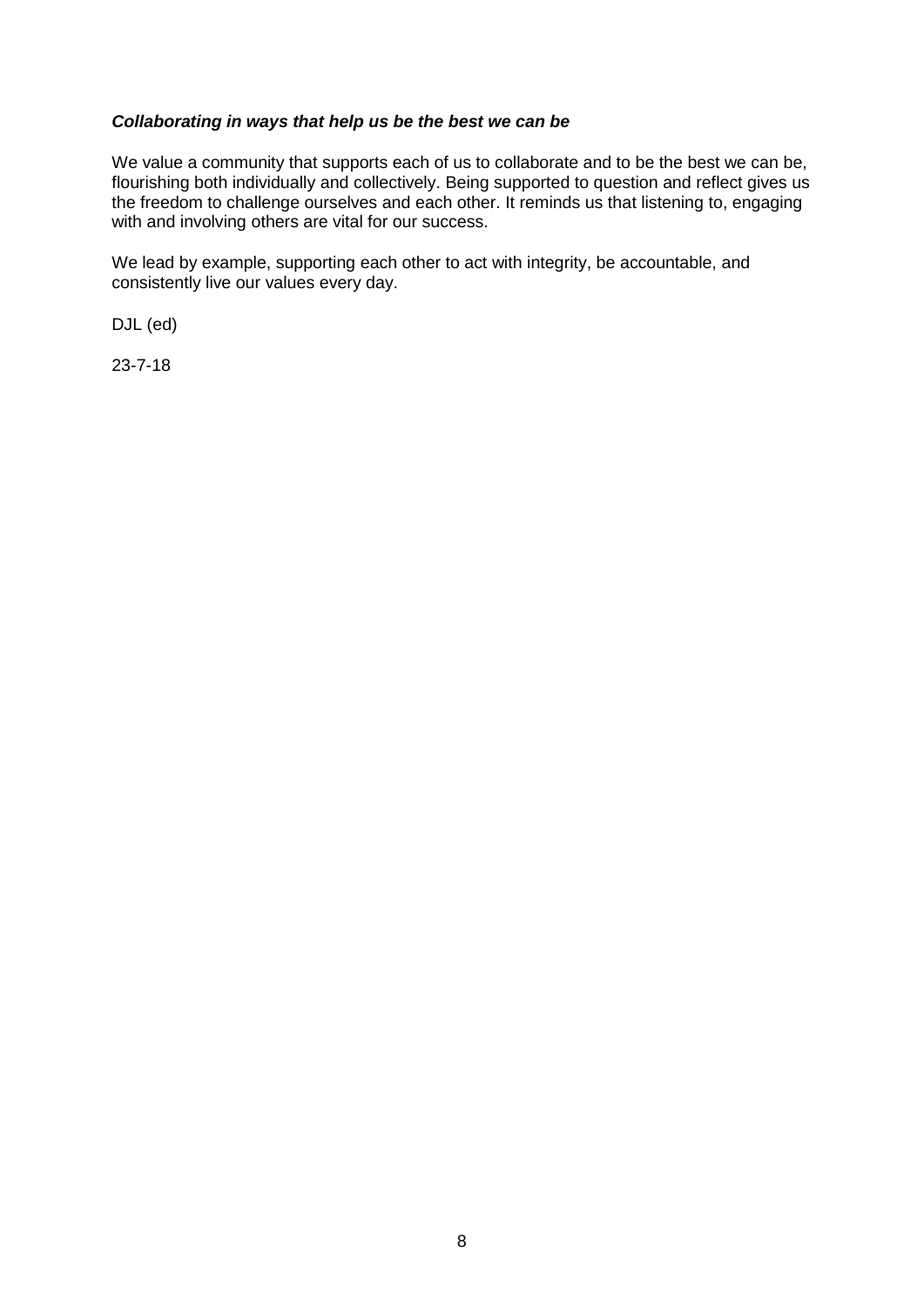***Collaborating in ways that help us be the best we can be***

We value a community that supports each of us to collaborate and to be the best we can be, flourishing both individually and collectively. Being supported to question and reflect gives us the freedom to challenge ourselves and each other. It reminds us that listening to, engaging with and involving others are vital for our success.

We lead by example, supporting each other to act with integrity, be accountable, and consistently live our values every day.

DJL (ed)

23-7-18